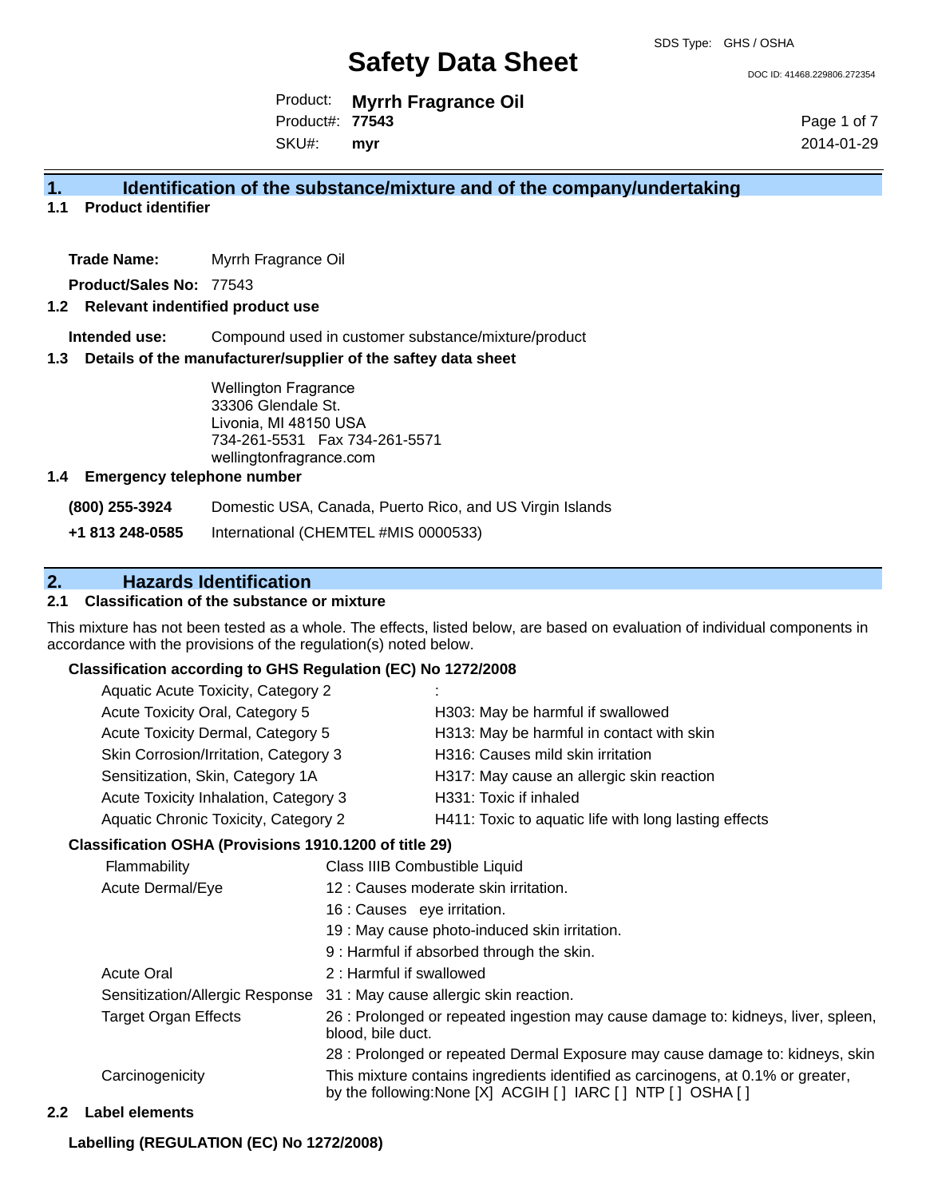SDS Type: GHS / OSHA

# Safety Data Sheet

DOC ID: 41468.229806.272354

Product: **Myrrh Fragrance Oil**
Product#: **77543**
SKU#: **myr**

2014-01-29

## 1. Identification of the substance/mixture and of the company/undertaking

### 1.1 Product identifier

**Trade Name:** Myrrh Fragrance Oil

**Product/Sales No:** 77543

### 1.2 Relevant indentified product use

**Intended use:** Compound used in customer substance/mixture/product

### 1.3 Details of the manufacturer/supplier of the saftey data sheet

Wellington Fragrance
33306 Glendale St.
Livonia, MI 48150 USA
734-261-5531 Fax 734-261-5571
wellingtonfragrance.com

### 1.4 Emergency telephone number

**(800) 255-3924** Domestic USA, Canada, Puerto Rico, and US Virgin Islands

**+1 813 248-0585** International (CHEMTEL #MIS 0000533)

## 2. Hazards Identification

### 2.1 Classification of the substance or mixture

This mixture has not been tested as a whole. The effects, listed below, are based on evaluation of individual components in accordance with the provisions of the regulation(s) noted below.

**Classification according to GHS Regulation (EC) No 1272/2008**

| | |
|---|---|
| Aquatic Acute Toxicity, Category 2 | : |
| Acute Toxicity Oral, Category 5 | H303: May be harmful if swallowed |
| Acute Toxicity Dermal, Category 5 | H313: May be harmful in contact with skin |
| Skin Corrosion/Irritation, Category 3 | H316: Causes mild skin irritation |
| Sensitization, Skin, Category 1A | H317: May cause an allergic skin reaction |
| Acute Toxicity Inhalation, Category 3 | H331: Toxic if inhaled |
| Aquatic Chronic Toxicity, Category 2 | H411: Toxic to aquatic life with long lasting effects |

**Classification OSHA (Provisions 1910.1200 of title 29)**

| | |
|---|---|
| Flammability | Class IIIB Combustible Liquid |
| Acute Dermal/Eye | 12 : Causes moderate skin irritation. |
| | 16 : Causes eye irritation. |
| | 19 : May cause photo-induced skin irritation. |
| | 9 : Harmful if absorbed through the skin. |
| Acute Oral | 2 : Harmful if swallowed |
| Sensitization/Allergic Response | 31 : May cause allergic skin reaction. |
| Target Organ Effects | 26 : Prolonged or repeated ingestion may cause damage to: kidneys, liver, spleen, blood, bile duct. |
| | 28 : Prolonged or repeated Dermal Exposure may cause damage to: kidneys, skin |
| Carcinogenicity | This mixture contains ingredients identified as carcinogens, at 0.1% or greater, by the following:None [X] ACGIH [ ] IARC [ ] NTP [ ] OSHA [ ] |

### 2.2 Label elements

**Labelling (REGULATION (EC) No 1272/2008)**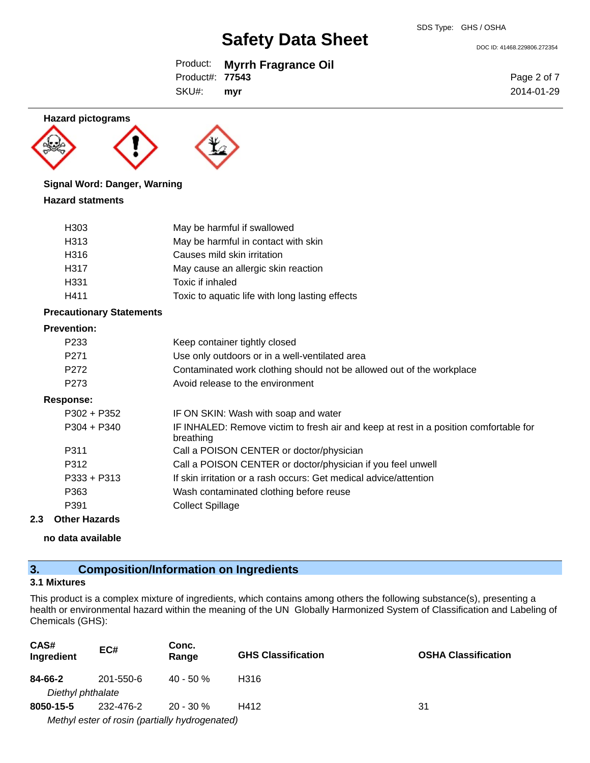**Hazard pictograms**

**Signal Word: Danger, Warning**

**Hazard statments**

| | |
|---|---|
| H303 | May be harmful if swallowed |
| H313 | May be harmful in contact with skin |
| H316 | Causes mild skin irritation |
| H317 | May cause an allergic skin reaction |
| H331 | Toxic if inhaled |
| H411 | Toxic to aquatic life with long lasting effects |

**Precautionary Statements**

**Prevention:**

| | |
|---|---|
| P233 | Keep container tightly closed |
| P271 | Use only outdoors or in a well-ventilated area |
| P272 | Contaminated work clothing should not be allowed out of the workplace |
| P273 | Avoid release to the environment |

**Response:**

| | |
|---|---|
| P302 + P352 | IF ON SKIN: Wash with soap and water |
| P304 + P340 | IF INHALED: Remove victim to fresh air and keep at rest in a position comfortable for breathing |
| P311 | Call a POISON CENTER or doctor/physician |
| P312 | Call a POISON CENTER or doctor/physician if you feel unwell |
| P333 + P313 | If skin irritation or a rash occurs: Get medical advice/attention |
| P363 | Wash contaminated clothing before reuse |
| P391 | Collect Spillage |

**2.3 Other Hazards**

**no data available**

## 3. Composition/Information on Ingredients

### 3.1 Mixtures

This product is a complex mixture of ingredients, which contains among others the following substance(s), presenting a health or environmental hazard within the meaning of the UN Globally Harmonized System of Classification and Labeling of Chemicals (GHS):

| CAS# Ingredient | EC# | Conc. Range | GHS Classification | OSHA Classification |
|---|---|---|---|---|
| **84-66-2** | 201-550-6 | 40 - 50 % | H316 | |
| *Diethyl phthalate* | | | | |
| **8050-15-5** | 232-476-2 | 20 - 30 % | H412 | 31 |
| *Methyl ester of rosin (partially hydrogenated)* | | | | |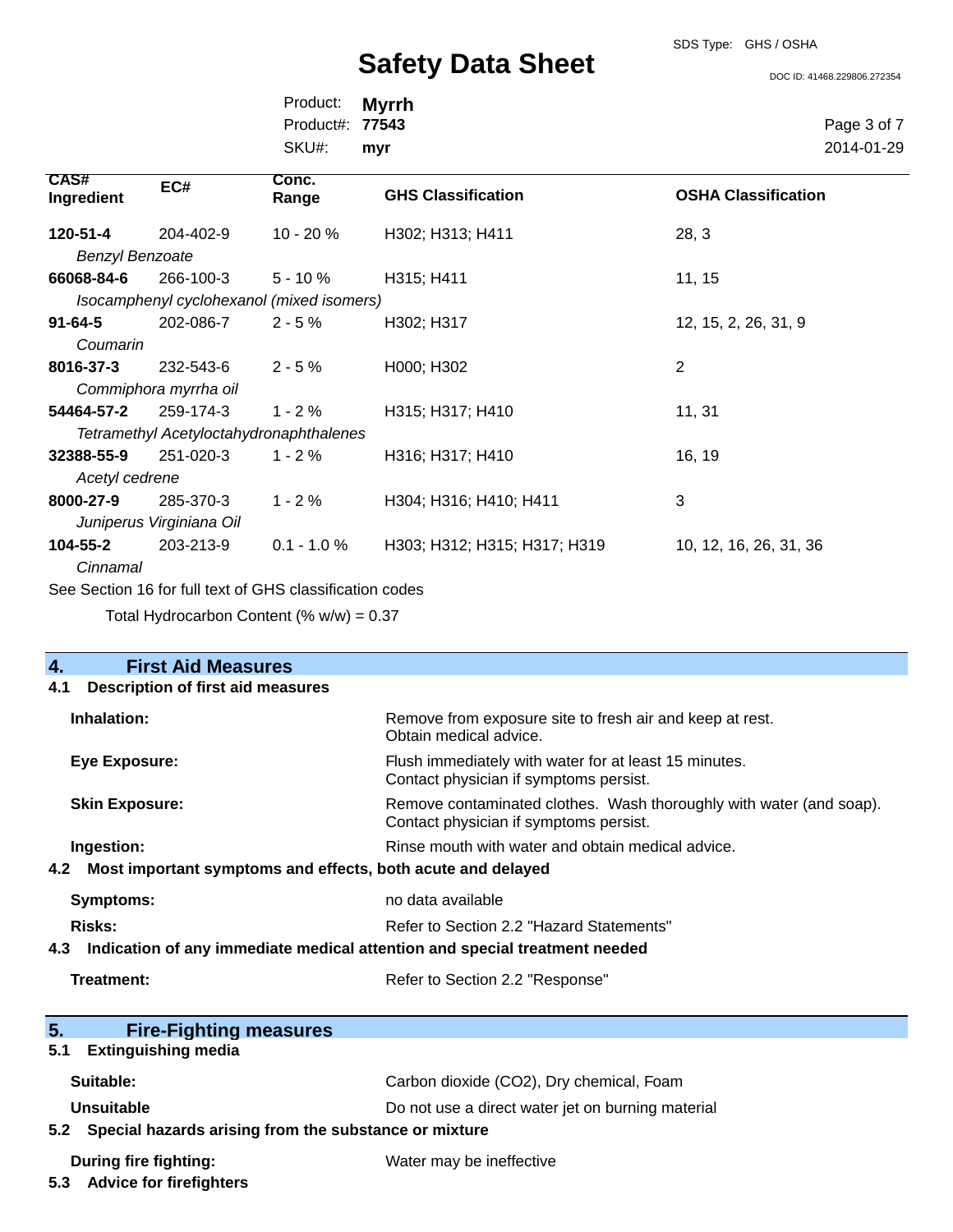| CAS# Ingredient | EC# | Conc. Range | GHS Classification | OSHA Classification |
|---|---|---|---|---|
| **120-51-4** *Benzyl Benzoate* | 204-402-9 | 10 - 20 % | H302; H313; H411 | 28, 3 |
| **66068-84-6** *Isocamphenyl cyclohexanol (mixed isomers)* | 266-100-3 | 5 - 10 % | H315; H411 | 11, 15 |
| **91-64-5** *Coumarin* | 202-086-7 | 2 - 5 % | H302; H317 | 12, 15, 2, 26, 31, 9 |
| **8016-37-3** *Commiphora myrrha oil* | 232-543-6 | 2 - 5 % | H000; H302 | 2 |
| **54464-57-2** *Tetramethyl Acetyloctahydronaphthalenes* | 259-174-3 | 1 - 2 % | H315; H317; H410 | 11, 31 |
| **32388-55-9** *Acetyl cedrene* | 251-020-3 | 1 - 2 % | H316; H317; H410 | 16, 19 |
| **8000-27-9** *Juniperus Virginiana Oil* | 285-370-3 | 1 - 2 % | H304; H316; H410; H411 | 3 |
| **104-55-2** *Cinnamal* | 203-213-9 | 0.1 - 1.0 % | H303; H312; H315; H317; H319 | 10, 12, 16, 26, 31, 36 |

See Section 16 for full text of GHS classification codes

Total Hydrocarbon Content (% w/w) = 0.37

## 4. First Aid Measures

### 4.1 Description of first aid measures

**Inhalation:** Remove from exposure site to fresh air and keep at rest. Obtain medical advice.

**Eye Exposure:** Flush immediately with water for at least 15 minutes. Contact physician if symptoms persist.

**Skin Exposure:** Remove contaminated clothes. Wash thoroughly with water (and soap). Contact physician if symptoms persist.

**Ingestion:** Rinse mouth with water and obtain medical advice.

### 4.2 Most important symptoms and effects, both acute and delayed

**Symptoms:** no data available

**Risks:** Refer to Section 2.2 "Hazard Statements"

### 4.3 Indication of any immediate medical attention and special treatment needed

**Treatment:** Refer to Section 2.2 "Response"

## 5. Fire-Fighting measures

### 5.1 Extinguishing media

**Suitable:** Carbon dioxide ($CO_2$), Dry chemical, Foam

**Unsuitable** Do not use a direct water jet on burning material

### 5.2 Special hazards arising from the substance or mixture

**During fire fighting:** Water may be ineffective

### 5.3 Advice for firefighters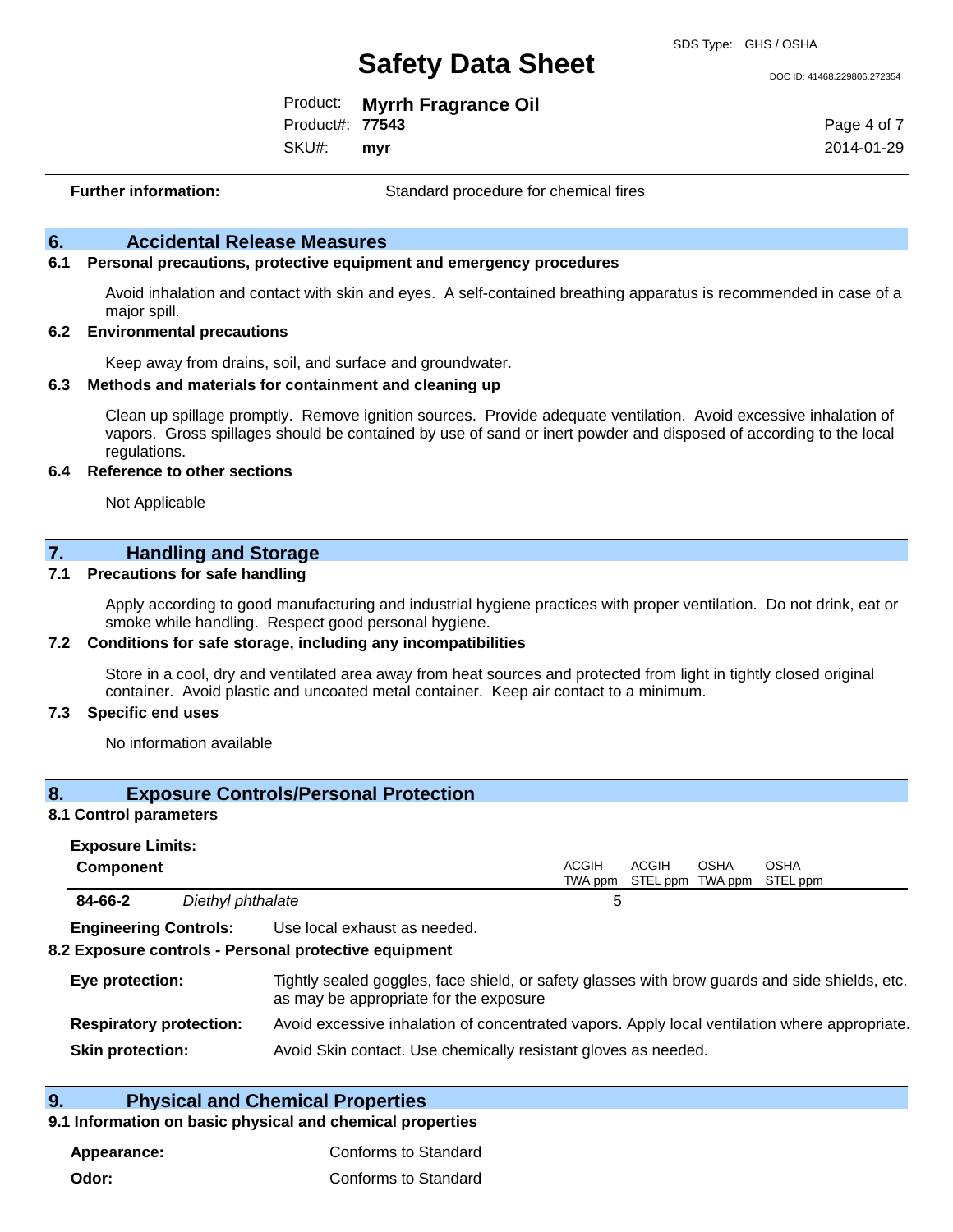**Further information:** Standard procedure for chemical fires

## 6. Accidental Release Measures

### 6.1 Personal precautions, protective equipment and emergency procedures

Avoid inhalation and contact with skin and eyes. A self-contained breathing apparatus is recommended in case of a major spill.

### 6.2 Environmental precautions

Keep away from drains, soil, and surface and groundwater.

### 6.3 Methods and materials for containment and cleaning up

Clean up spillage promptly. Remove ignition sources. Provide adequate ventilation. Avoid excessive inhalation of vapors. Gross spillages should be contained by use of sand or inert powder and disposed of according to the local regulations.

### 6.4 Reference to other sections

Not Applicable

## 7. Handling and Storage

### 7.1 Precautions for safe handling

Apply according to good manufacturing and industrial hygiene practices with proper ventilation. Do not drink, eat or smoke while handling. Respect good personal hygiene.

### 7.2 Conditions for safe storage, including any incompatibilities

Store in a cool, dry and ventilated area away from heat sources and protected from light in tightly closed original container. Avoid plastic and uncoated metal container. Keep air contact to a minimum.

### 7.3 Specific end uses

No information available

## 8. Exposure Controls/Personal Protection

### 8.1 Control parameters

**Exposure Limits:**

| Component | | ACGIH TWA ppm | ACGIH STEL ppm | OSHA TWA ppm | OSHA STEL ppm |
|---|---|---|---|---|---|
| **84-66-2** | *Diethyl phthalate* | 5 | | | |

**Engineering Controls:** Use local exhaust as needed.

### 8.2 Exposure controls - Personal protective equipment

**Eye protection:** Tightly sealed goggles, face shield, or safety glasses with brow guards and side shields, etc. as may be appropriate for the exposure

**Respiratory protection:** Avoid excessive inhalation of concentrated vapors. Apply local ventilation where appropriate.

**Skin protection:** Avoid Skin contact. Use chemically resistant gloves as needed.

## 9. Physical and Chemical Properties

### 9.1 Information on basic physical and chemical properties

**Appearance:** Conforms to Standard

**Odor:** Conforms to Standard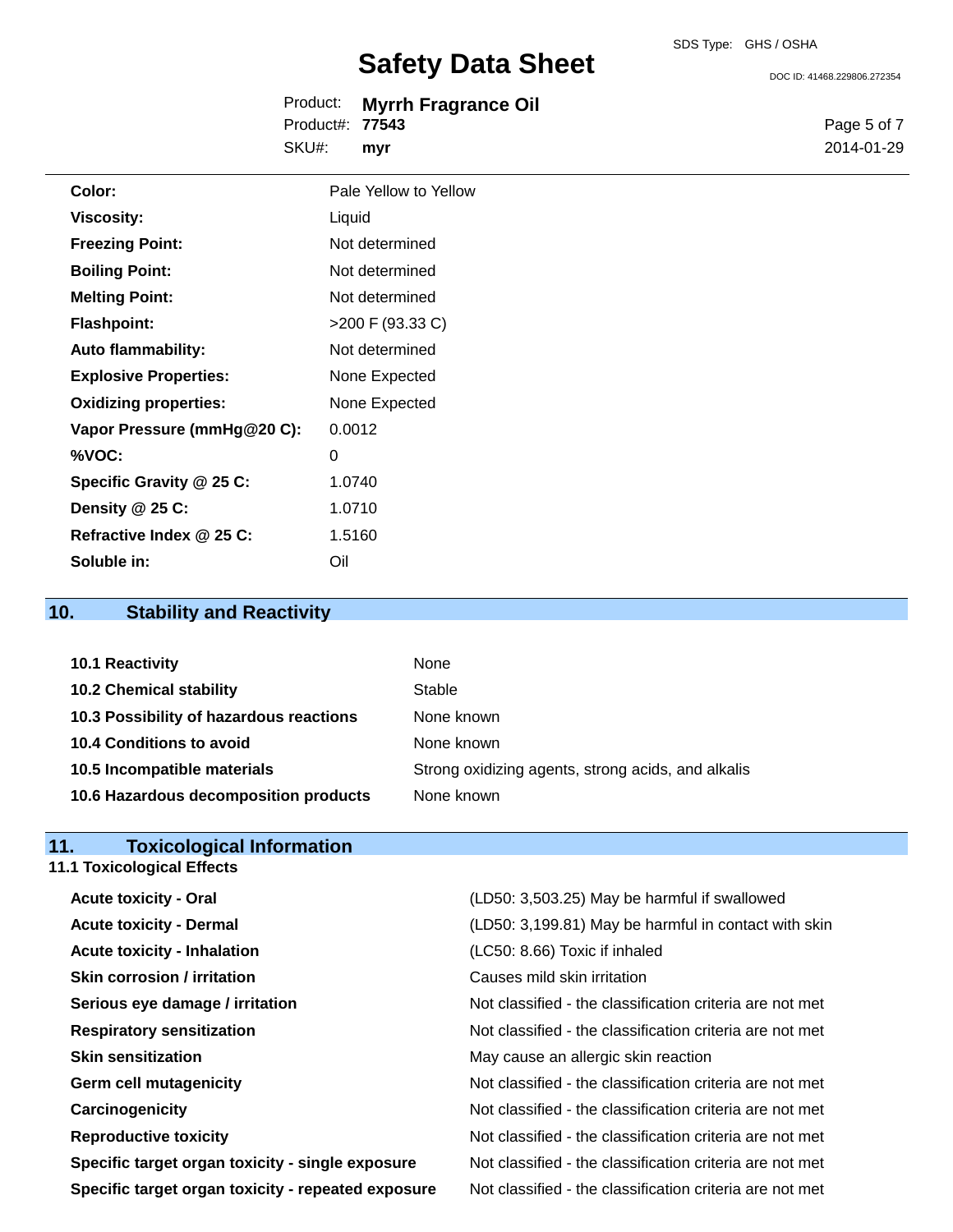| | |
|---|---|
| **Color:** | Pale Yellow to Yellow |
| **Viscosity:** | Liquid |
| **Freezing Point:** | Not determined |
| **Boiling Point:** | Not determined |
| **Melting Point:** | Not determined |
| **Flashpoint:** | >200 F (93.33 C) |
| **Auto flammability:** | Not determined |
| **Explosive Properties:** | None Expected |
| **Oxidizing properties:** | None Expected |
| **Vapor Pressure (mmHg@20 C):** | 0.0012 |
| **%VOC:** | 0 |
| **Specific Gravity @ 25 C:** | 1.0740 |
| **Density @ 25 C:** | 1.0710 |
| **Refractive Index @ 25 C:** | 1.5160 |
| **Soluble in:** | Oil |

## 10. Stability and Reactivity

| | |
|---|---|
| **10.1 Reactivity** | None |
| **10.2 Chemical stability** | Stable |
| **10.3 Possibility of hazardous reactions** | None known |
| **10.4 Conditions to avoid** | None known |
| **10.5 Incompatible materials** | Strong oxidizing agents, strong acids, and alkalis |
| **10.6 Hazardous decomposition products** | None known |

## 11. Toxicological Information

### 11.1 Toxicological Effects

| | |
|---|---|
| **Acute toxicity - Oral** | (LD50: 3,503.25) May be harmful if swallowed |
| **Acute toxicity - Dermal** | (LD50: 3,199.81) May be harmful in contact with skin |
| **Acute toxicity - Inhalation** | (LC50: 8.66) Toxic if inhaled |
| **Skin corrosion / irritation** | Causes mild skin irritation |
| **Serious eye damage / irritation** | Not classified - the classification criteria are not met |
| **Respiratory sensitization** | Not classified - the classification criteria are not met |
| **Skin sensitization** | May cause an allergic skin reaction |
| **Germ cell mutagenicity** | Not classified - the classification criteria are not met |
| **Carcinogenicity** | Not classified - the classification criteria are not met |
| **Reproductive toxicity** | Not classified - the classification criteria are not met |
| **Specific target organ toxicity - single exposure** | Not classified - the classification criteria are not met |
| **Specific target organ toxicity - repeated exposure** | Not classified - the classification criteria are not met |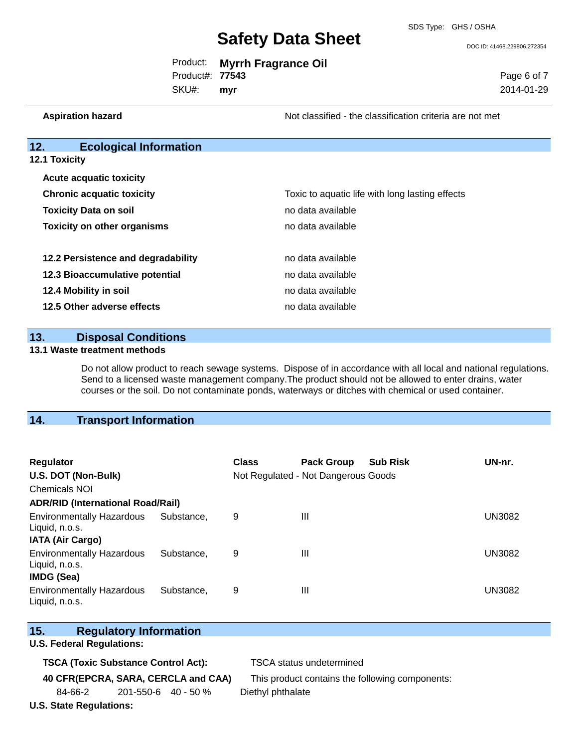| | |
|---|---|
| **Aspiration hazard** | Not classified - the classification criteria are not met |

## 12. Ecological Information

### 12.1 Toxicity

| | |
|---|---|
| **Acute acquatic toxicity** | |
| **Chronic acquatic toxicity** | Toxic to aquatic life with long lasting effects |
| **Toxicity Data on soil** | no data available |
| **Toxicity on other organisms** | no data available |
| **12.2 Persistence and degradability** | no data available |
| **12.3 Bioaccumulative potential** | no data available |
| **12.4 Mobility in soil** | no data available |
| **12.5 Other adverse effects** | no data available |

## 13. Disposal Conditions

### 13.1 Waste treatment methods

Do not allow product to reach sewage systems. Dispose of in accordance with all local and national regulations. Send to a licensed waste management company.The product should not be allowed to enter drains, water courses or the soil. Do not contaminate ponds, waterways or ditches with chemical or used container.

## 14. Transport Information

| Regulator | Class | Pack Group | Sub Risk | UN-nr. |
|---|---|---|---|---|
| **U.S. DOT (Non-Bulk)** | Not Regulated - Not Dangerous Goods | | | |
| Chemicals NOI | | | | |
| **ADR/RID (International Road/Rail)** | | | | |
| Environmentally Hazardous Substance, Liquid, n.o.s. | 9 | III | | UN3082 |
| **IATA (Air Cargo)** | | | | |
| Environmentally Hazardous Substance, Liquid, n.o.s. | 9 | III | | UN3082 |
| **IMDG (Sea)** | | | | |
| Environmentally Hazardous Substance, Liquid, n.o.s. | 9 | III | | UN3082 |

## 15. Regulatory Information

**U.S. Federal Regulations:**

| | |
|---|---|
| **TSCA (Toxic Substance Control Act):** | TSCA status undetermined |
| **40 CFR(EPCRA, SARA, CERCLA and CAA)** | This product contains the following components: |

| | | | |
|---|---|---|---|
| 84-66-2 | 201-550-6 | 40 - 50 % | Diethyl phthalate |

**U.S. State Regulations:**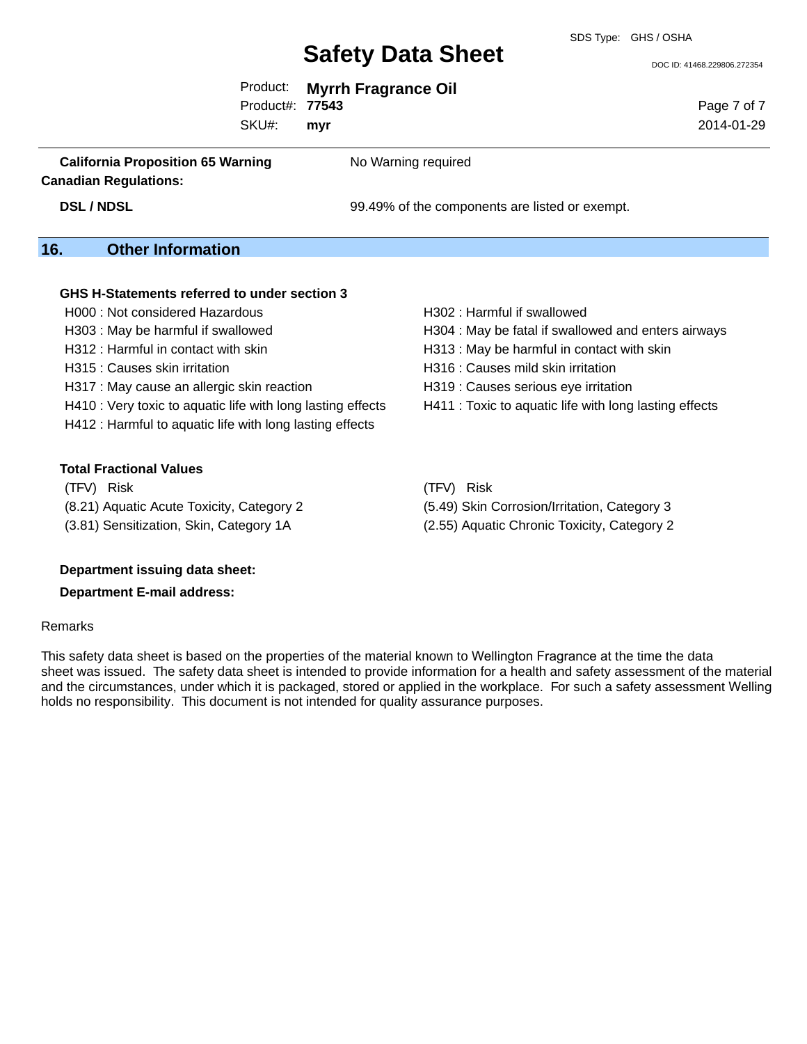**California Proposition 65 Warning** No Warning required

**Canadian Regulations:**

**DSL / NDSL** 99.49% of the components are listed or exempt.

## 16. Other Information

**GHS H-Statements referred to under section 3**

H000 : Not considered Hazardous
H302 : Harmful if swallowed
H303 : May be harmful if swallowed
H304 : May be fatal if swallowed and enters airways
H312 : Harmful in contact with skin
H313 : May be harmful in contact with skin
H315 : Causes skin irritation
H316 : Causes mild skin irritation
H317 : May cause an allergic skin reaction
H319 : Causes serious eye irritation
H410 : Very toxic to aquatic life with long lasting effects
H411 : Toxic to aquatic life with long lasting effects
H412 : Harmful to aquatic life with long lasting effects

**Total Fractional Values**

| (TFV) Risk | (TFV) Risk |
|---|---|
| (8.21) Aquatic Acute Toxicity, Category 2 | (5.49) Skin Corrosion/Irritation, Category 3 |
| (3.81) Sensitization, Skin, Category 1A | (2.55) Aquatic Chronic Toxicity, Category 2 |

**Department issuing data sheet:**

**Department E-mail address:**

Remarks

This safety data sheet is based on the properties of the material known to Wellington Fragrance at the time the data sheet was issued. The safety data sheet is intended to provide information for a health and safety assessment of the material and the circumstances, under which it is packaged, stored or applied in the workplace. For such a safety assessment Welling holds no responsibility. This document is not intended for quality assurance purposes.